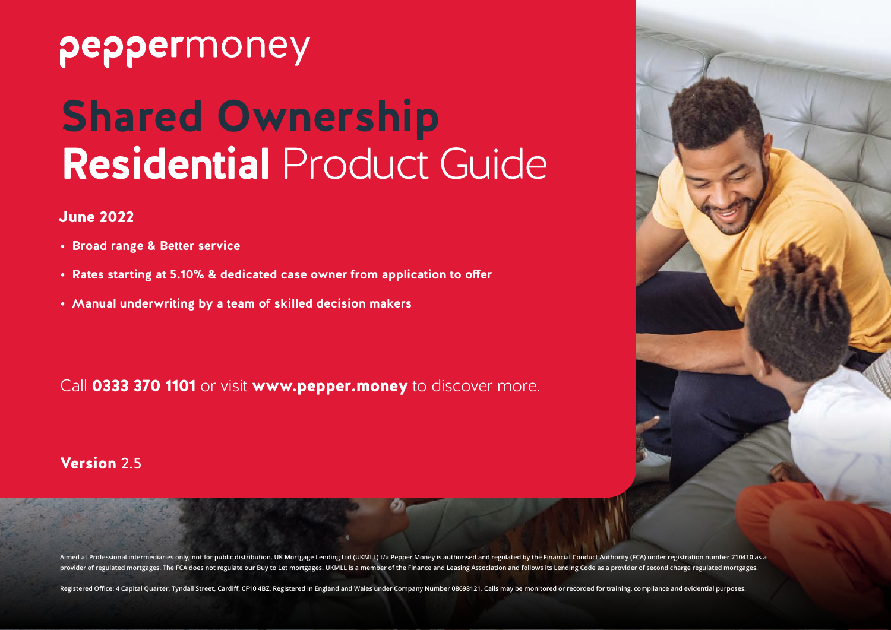peppermoney

# Shared Ownership Residential Product Guide

## June 2022

- **Broad range & Better service**
- **Rates starting at 5.10% & dedicated case owner from application to offer**
- **Manual underwriting by a team of skilled decision makers**

Call **0333 370 1101** or visit **www.pepper.money** to discover more.

**Version** 2.5

Aimed at Professional intermediaries only; not for public distribution. UK Mortgage Lending Ltd (UKMLL) t/a Pepper Money is authorised and regulated by the Financial Conduct Authority (FCA) under registration number 710410 as a provider of regulated mortgages. The FCA does not regulate our Buy to Let mortgages. UKMLL is a member of the Finance and Leasing Association and follows its Lending Code as a provider of second charge regulated mortgages.

Registered Office: 4 Capital Quarter, Tyndall Street, Cardiff, CF10 4BZ. Registered in England and Wales under Company Number 08698121. Calls may be monitored or recorded for training, compliance and evidential purposes.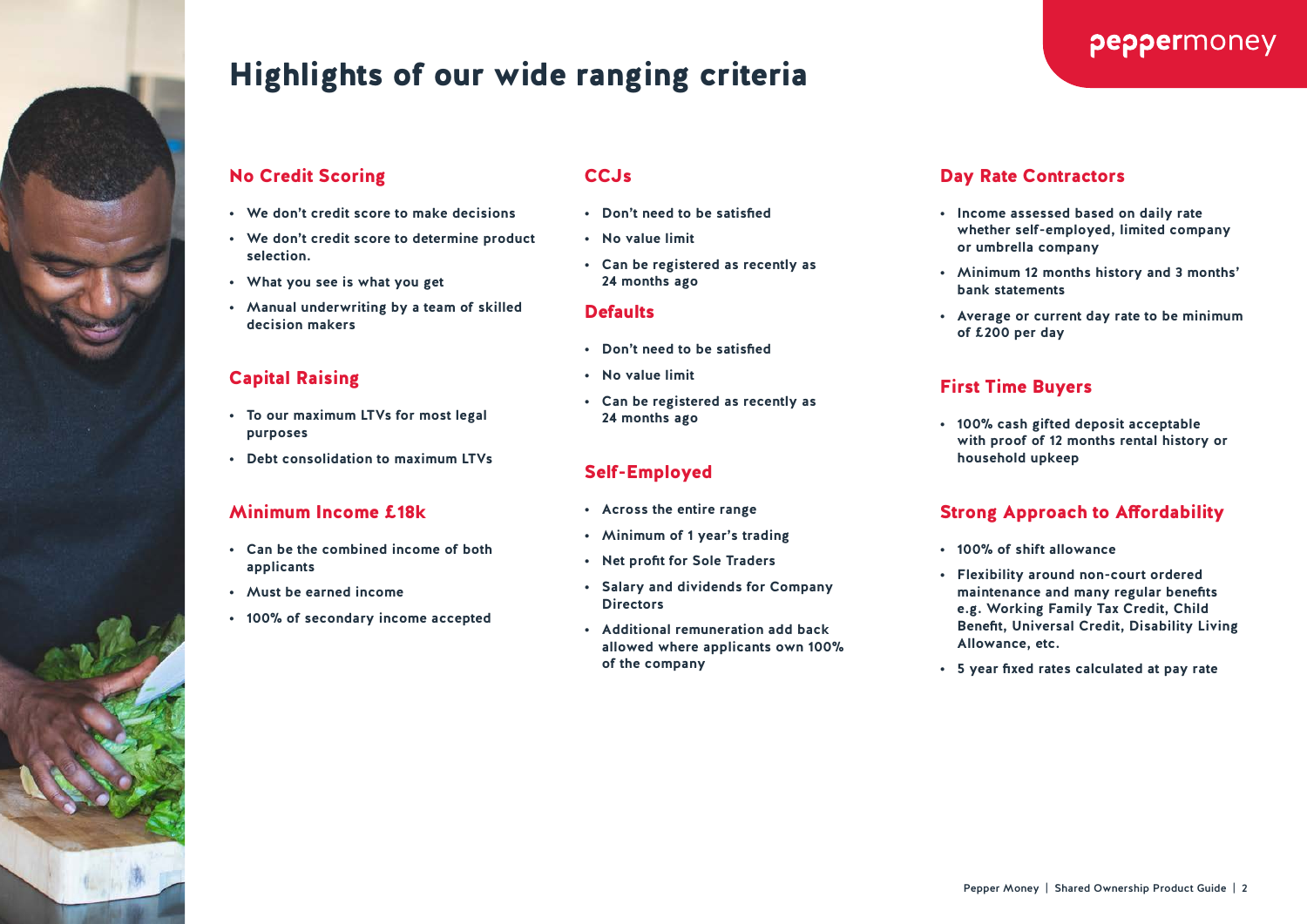# Highlights of our wide ranging criteria

## No Credit Scoring

- We don't credit score to make decisions
- We don't credit score to determine product selection.
- What you see is what you get
- Manual underwriting by a team of skilled decision makers

## Capital Raising

- To our maximum LTVs for most legal purposes
- Debt consolidation to maximum LTVs

## Minimum Income £18k

- Can be the combined income of both applicants
- Must be earned income
- 100% of secondary income accepted

## CCJs

- Don't need to be satisfied
- No value limit
- Can be registered as recently as 24 months ago

## Defaults

- Don't need to be satisfied
- No value limit
- Can be registered as recently as 24 months ago

## Self-Employed

- Across the entire range
- Minimum of 1 year's trading
- Net profit for Sole Traders
- Salary and dividends for Company Directors
- Additional remuneration add back allowed where applicants own 100% of the company

## Day Rate Contractors

- Income assessed based on daily rate whether self-employed, limited company or umbrella company
- Minimum 12 months history and 3 months' bank statements
- Average or current day rate to be minimum of £200 per day

## First Time Buyers

- 100% cash gifted deposit acceptable with proof of 12 months rental history or household upkeep

## Strong Approach to Affordability

- 100% of shift allowance
- Flexibility around non-court ordered maintenance and many regular benefits e.g. Working Family Tax Credit, Child Benefit, Universal Credit, Disability Living Allowance, etc.
- 5 year fixed rates calculated at pay rate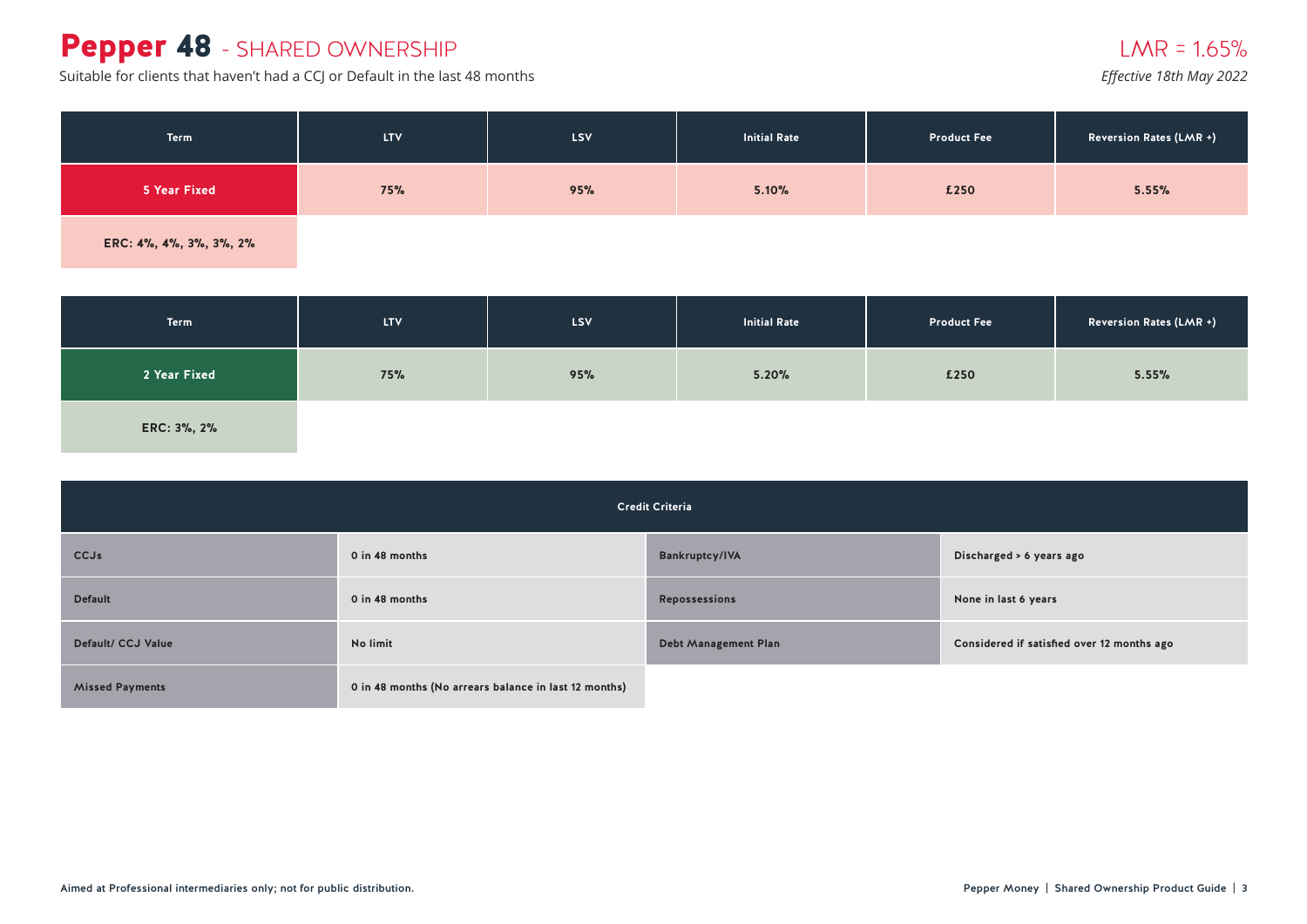# Pepper 48 - SHARED OWNERSHIP

Suitable for clients that haven't had a CCJ or Default in the last 48 months

LMR = 1.65%

*Effective 18th May 2022*

| Term | LTV | LSV | Initial Rate | Product Fee | Reversion Rates (LMR +) |
|---|---|---|---|---|---|
| 5 Year Fixed | 75% | 95% | 5.10% | £250 | 5.55% |
| ERC: 4%, 4%, 3%, 3%, 2% | | | | | |

| Term | LTV | LSV | Initial Rate | Product Fee | Reversion Rates (LMR +) |
|---|---|---|---|---|---|
| 2 Year Fixed | 75% | 95% | 5.20% | £250 | 5.55% |
| ERC: 3%, 2% | | | | | |

| Credit Criteria | | | |
|---|---|---|---|
| CCJs | 0 in 48 months | Bankruptcy/IVA | Discharged > 6 years ago |
| Default | 0 in 48 months | Repossessions | None in last 6 years |
| Default/ CCJ Value | No limit | Debt Management Plan | Considered if satisfied over 12 months ago |
| Missed Payments | 0 in 48 months (No arrears balance in last 12 months) | | |

Aimed at Professional intermediaries only; not for public distribution.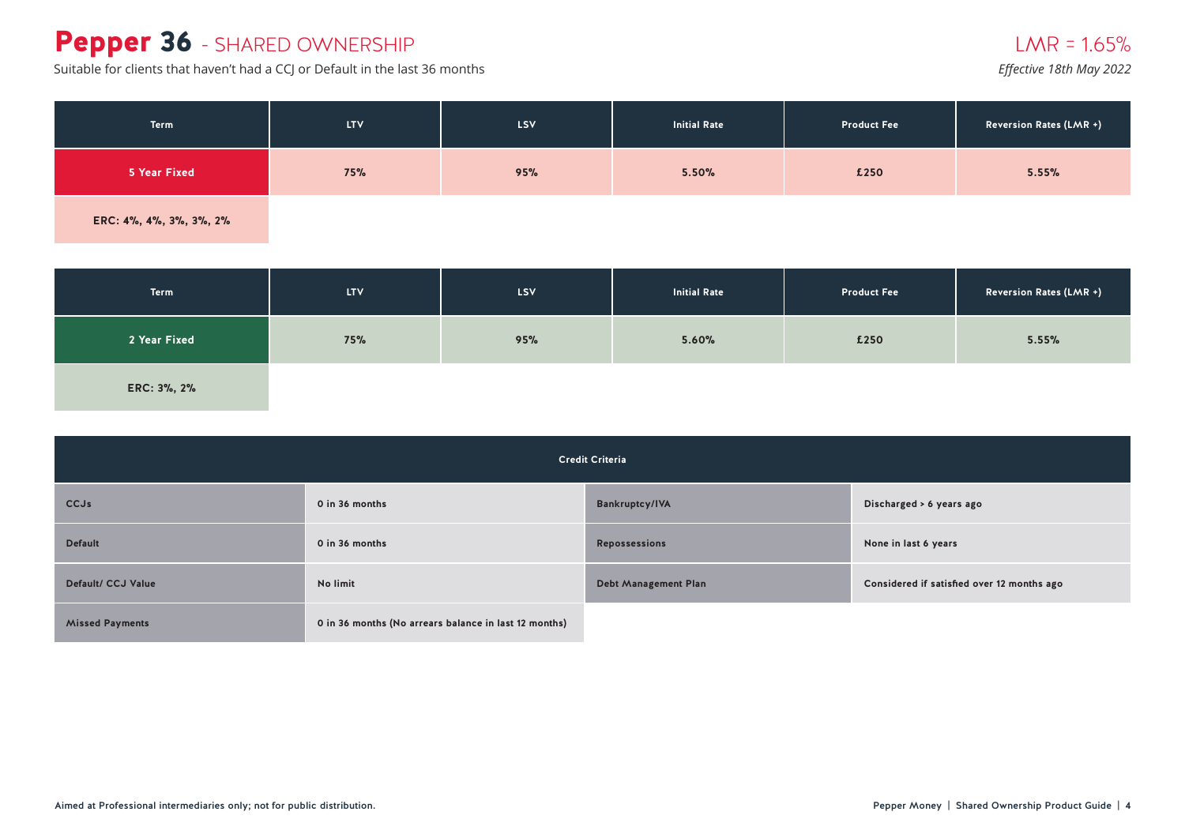# Pepper 36 - SHARED OWNERSHIP

LMR = 1.65%

Suitable for clients that haven't had a CCJ or Default in the last 36 months

*Effective 18th May 2022*

| Term | LTV | LSV | Initial Rate | Product Fee | Reversion Rates (LMR +) |
|---|---|---|---|---|---|
| 5 Year Fixed | 75% | 95% | 5.50% | £250 | 5.55% |
| ERC: 4%, 4%, 3%, 3%, 2% | | | | | |

| Term | LTV | LSV | Initial Rate | Product Fee | Reversion Rates (LMR +) |
|---|---|---|---|---|---|
| 2 Year Fixed | 75% | 95% | 5.60% | £250 | 5.55% |
| ERC: 3%, 2% | | | | | |

| Credit Criteria | | | |
|---|---|---|---|
| CCJs | 0 in 36 months | Bankruptcy/IVA | Discharged > 6 years ago |
| Default | 0 in 36 months | Repossessions | None in last 6 years |
| Default/ CCJ Value | No limit | Debt Management Plan | Considered if satisfied over 12 months ago |
| Missed Payments | 0 in 36 months (No arrears balance in last 12 months) | | |

Aimed at Professional intermediaries only; not for public distribution.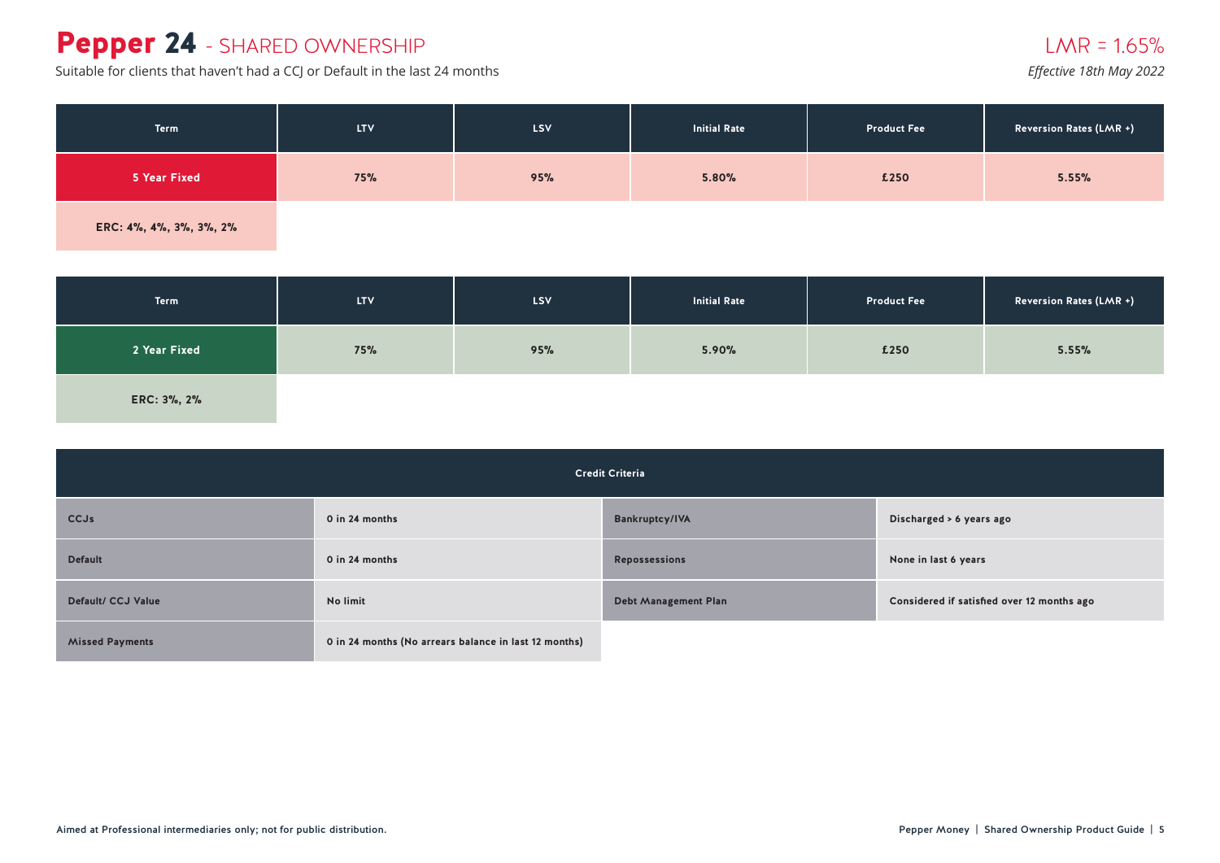# Pepper 24 - SHARED OWNERSHIP

Suitable for clients that haven't had a CCJ or Default in the last 24 months

LMR = 1.65%

*Effective 18th May 2022*

| Term | LTV | LSV | Initial Rate | Product Fee | Reversion Rates (LMR +) |
|---|---|---|---|---|---|
| 5 Year Fixed | 75% | 95% | 5.80% | £250 | 5.55% |
| ERC: 4%, 4%, 3%, 3%, 2% | | | | | |

| Term | LTV | LSV | Initial Rate | Product Fee | Reversion Rates (LMR +) |
|---|---|---|---|---|---|
| 2 Year Fixed | 75% | 95% | 5.90% | £250 | 5.55% |
| ERC: 3%, 2% | | | | | |

| Credit Criteria | | | |
|---|---|---|---|
| CCJs | 0 in 24 months | Bankruptcy/IVA | Discharged > 6 years ago |
| Default | 0 in 24 months | Repossessions | None in last 6 years |
| Default/ CCJ Value | No limit | Debt Management Plan | Considered if satisfied over 12 months ago |
| Missed Payments | 0 in 24 months (No arrears balance in last 12 months) | | |

Aimed at Professional intermediaries only; not for public distribution.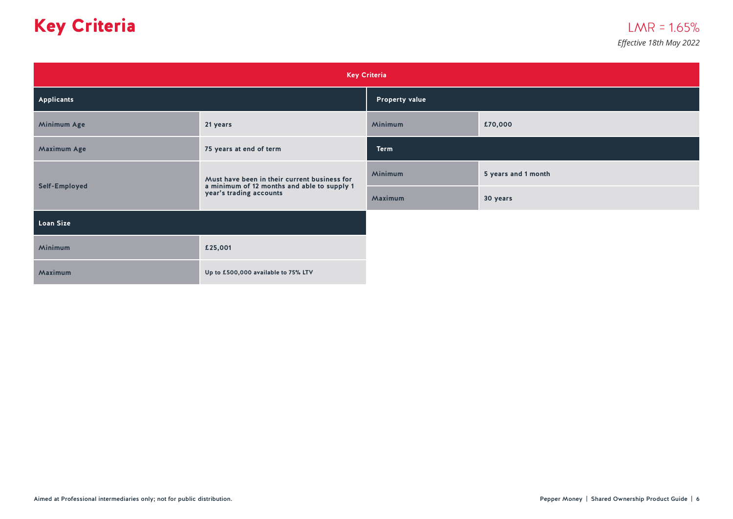# Key Criteria

LMR = 1.65%

*Effective 18th May 2022*

| Key Criteria | | | |
|---|---|---|---|
| **Applicants** | | **Property value** | |
| Minimum Age | 21 years | Minimum | £70,000 |
| Maximum Age | 75 years at end of term | **Term** | |
| Self-Employed | Must have been in their current business for a minimum of 12 months and able to supply 1 year's trading accounts | Minimum | 5 years and 1 month |
| | | Maximum | 30 years |
| **Loan Size** | | | |
| Minimum | £25,001 | | |
| Maximum | Up to £500,000 available to 75% LTV | | |

Aimed at Professional intermediaries only; not for public distribution.